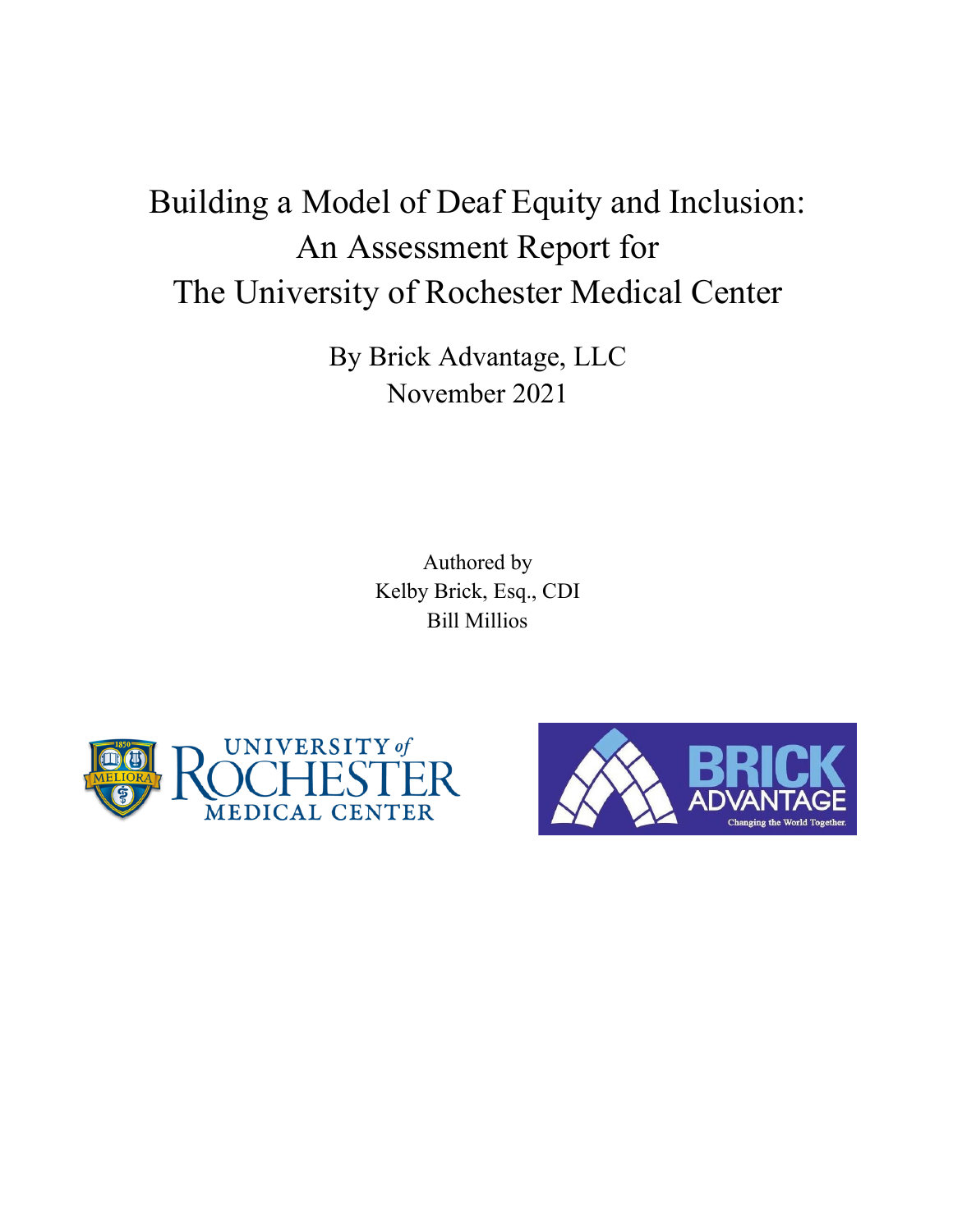# Building a Model of Deaf Equity and Inclusion: An Assessment Report for The University of Rochester Medical Center

By Brick Advantage, LLC
November 2021

Authored by
Kelby Brick, Esq., CDI
Bill Millios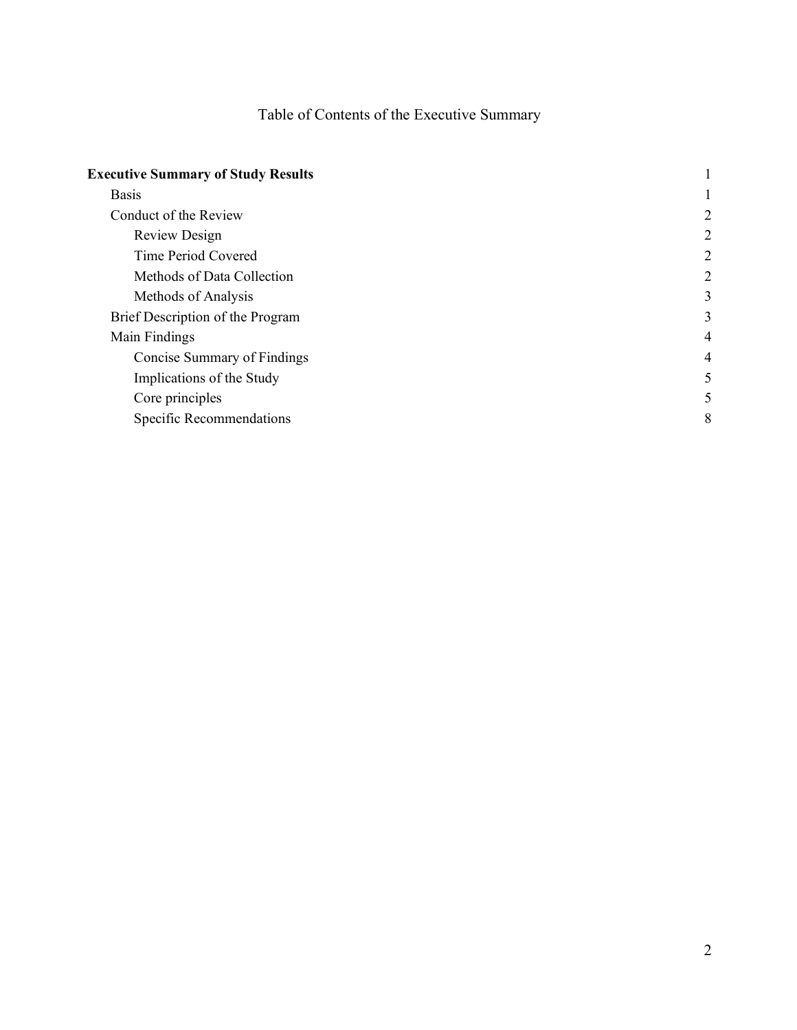# Table of Contents of the Executive Summary

| Section | Page |
| --- | --- |
| **Executive Summary of Study Results** | 1 |
| Basis | 1 |
| Conduct of the Review | 2 |
| Review Design | 2 |
| Time Period Covered | 2 |
| Methods of Data Collection | 2 |
| Methods of Analysis | 3 |
| Brief Description of the Program | 3 |
| Main Findings | 4 |
| Concise Summary of Findings | 4 |
| Implications of the Study | 5 |
| Core principles | 5 |
| Specific Recommendations | 8 |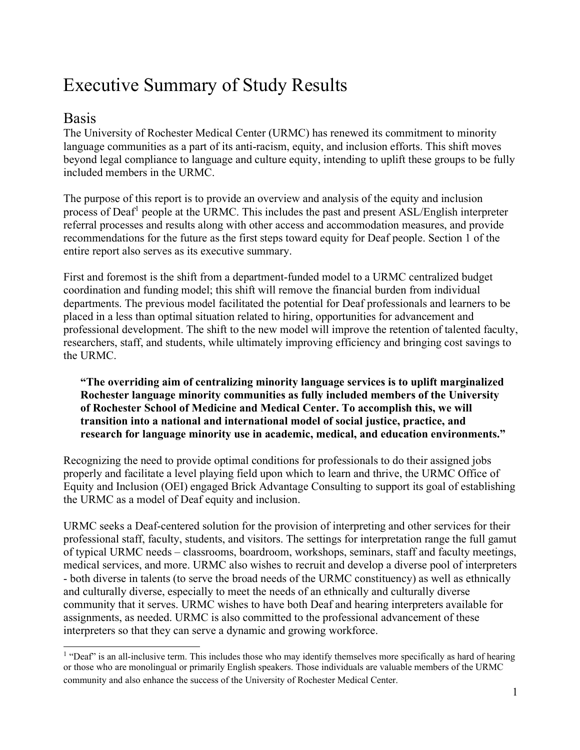# Executive Summary of Study Results

## Basis

The University of Rochester Medical Center (URMC) has renewed its commitment to minority language communities as a part of its anti-racism, equity, and inclusion efforts. This shift moves beyond legal compliance to language and culture equity, intending to uplift these groups to be fully included members in the URMC.

The purpose of this report is to provide an overview and analysis of the equity and inclusion process of Deaf[1] people at the URMC. This includes the past and present ASL/English interpreter referral processes and results along with other access and accommodation measures, and provide recommendations for the future as the first steps toward equity for Deaf people. Section 1 of the entire report also serves as its executive summary.

First and foremost is the shift from a department-funded model to a URMC centralized budget coordination and funding model; this shift will remove the financial burden from individual departments. The previous model facilitated the potential for Deaf professionals and learners to be placed in a less than optimal situation related to hiring, opportunities for advancement and professional development. The shift to the new model will improve the retention of talented faculty, researchers, staff, and students, while ultimately improving efficiency and bringing cost savings to the URMC.

> **"The overriding aim of centralizing minority language services is to uplift marginalized Rochester language minority communities as fully included members of the University of Rochester School of Medicine and Medical Center. To accomplish this, we will transition into a national and international model of social justice, practice, and research for language minority use in academic, medical, and education environments."**

Recognizing the need to provide optimal conditions for professionals to do their assigned jobs properly and facilitate a level playing field upon which to learn and thrive, the URMC Office of Equity and Inclusion (OEI) engaged Brick Advantage Consulting to support its goal of establishing the URMC as a model of Deaf equity and inclusion.

URMC seeks a Deaf-centered solution for the provision of interpreting and other services for their professional staff, faculty, students, and visitors. The settings for interpretation range the full gamut of typical URMC needs – classrooms, boardroom, workshops, seminars, staff and faculty meetings, medical services, and more. URMC also wishes to recruit and develop a diverse pool of interpreters - both diverse in talents (to serve the broad needs of the URMC constituency) as well as ethnically and culturally diverse, especially to meet the needs of an ethnically and culturally diverse community that it serves. URMC wishes to have both Deaf and hearing interpreters available for assignments, as needed. URMC is also committed to the professional advancement of these interpreters so that they can serve a dynamic and growing workforce.

---

[1] "Deaf" is an all-inclusive term. This includes those who may identify themselves more specifically as hard of hearing or those who are monolingual or primarily English speakers. Those individuals are valuable members of the URMC community and also enhance the success of the University of Rochester Medical Center.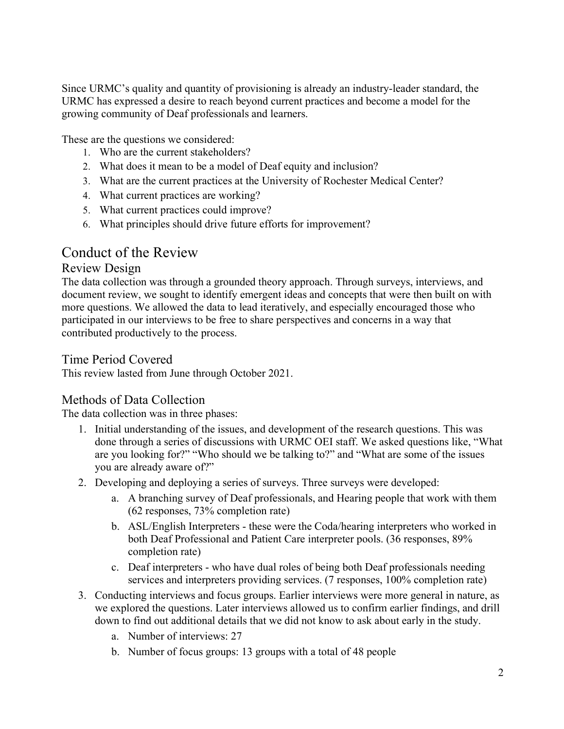Since URMC's quality and quantity of provisioning is already an industry-leader standard, the URMC has expressed a desire to reach beyond current practices and become a model for the growing community of Deaf professionals and learners.

These are the questions we considered:

1. Who are the current stakeholders?
2. What does it mean to be a model of Deaf equity and inclusion?
3. What are the current practices at the University of Rochester Medical Center?
4. What current practices are working?
5. What current practices could improve?
6. What principles should drive future efforts for improvement?

# Conduct of the Review

## Review Design

The data collection was through a grounded theory approach. Through surveys, interviews, and document review, we sought to identify emergent ideas and concepts that were then built on with more questions. We allowed the data to lead iteratively, and especially encouraged those who participated in our interviews to be free to share perspectives and concerns in a way that contributed productively to the process.

## Time Period Covered

This review lasted from June through October 2021.

## Methods of Data Collection

The data collection was in three phases:

1. Initial understanding of the issues, and development of the research questions. This was done through a series of discussions with URMC OEI staff. We asked questions like, "What are you looking for?" "Who should we be talking to?" and "What are some of the issues you are already aware of?"
2. Developing and deploying a series of surveys. Three surveys were developed:
   a. A branching survey of Deaf professionals, and Hearing people that work with them (62 responses, 73% completion rate)
   b. ASL/English Interpreters - these were the Coda/hearing interpreters who worked in both Deaf Professional and Patient Care interpreter pools. (36 responses, 89% completion rate)
   c. Deaf interpreters - who have dual roles of being both Deaf professionals needing services and interpreters providing services. (7 responses, 100% completion rate)
3. Conducting interviews and focus groups. Earlier interviews were more general in nature, as we explored the questions. Later interviews allowed us to confirm earlier findings, and drill down to find out additional details that we did not know to ask about early in the study.
   a. Number of interviews: 27
   b. Number of focus groups: 13 groups with a total of 48 people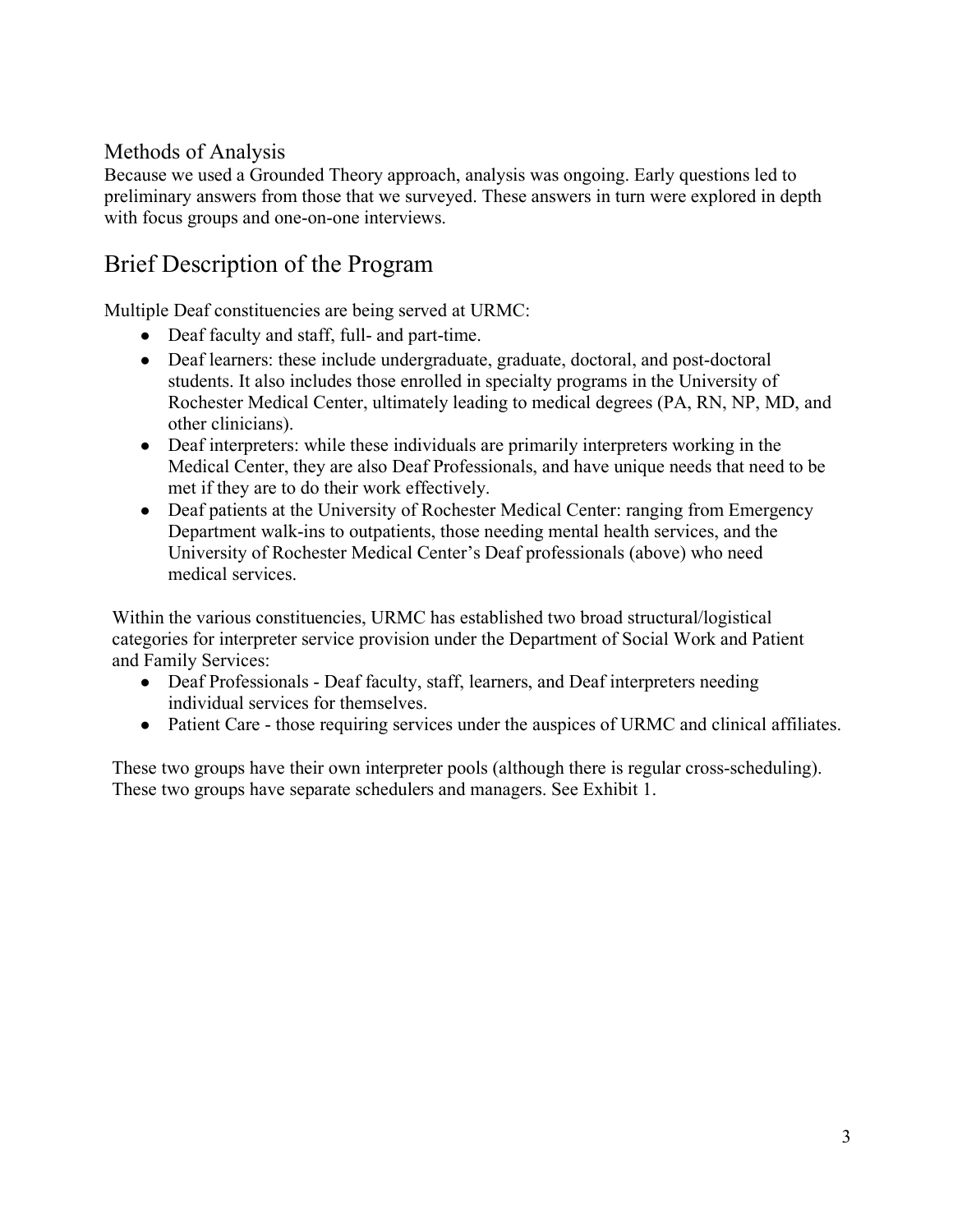### Methods of Analysis

Because we used a Grounded Theory approach, analysis was ongoing. Early questions led to preliminary answers from those that we surveyed. These answers in turn were explored in depth with focus groups and one-on-one interviews.

## Brief Description of the Program

Multiple Deaf constituencies are being served at URMC:

- Deaf faculty and staff, full- and part-time.
- Deaf learners: these include undergraduate, graduate, doctoral, and post-doctoral students. It also includes those enrolled in specialty programs in the University of Rochester Medical Center, ultimately leading to medical degrees (PA, RN, NP, MD, and other clinicians).
- Deaf interpreters: while these individuals are primarily interpreters working in the Medical Center, they are also Deaf Professionals, and have unique needs that need to be met if they are to do their work effectively.
- Deaf patients at the University of Rochester Medical Center: ranging from Emergency Department walk-ins to outpatients, those needing mental health services, and the University of Rochester Medical Center's Deaf professionals (above) who need medical services.

Within the various constituencies, URMC has established two broad structural/logistical categories for interpreter service provision under the Department of Social Work and Patient and Family Services:

- Deaf Professionals - Deaf faculty, staff, learners, and Deaf interpreters needing individual services for themselves.
- Patient Care - those requiring services under the auspices of URMC and clinical affiliates.

These two groups have their own interpreter pools (although there is regular cross-scheduling). These two groups have separate schedulers and managers. See Exhibit 1.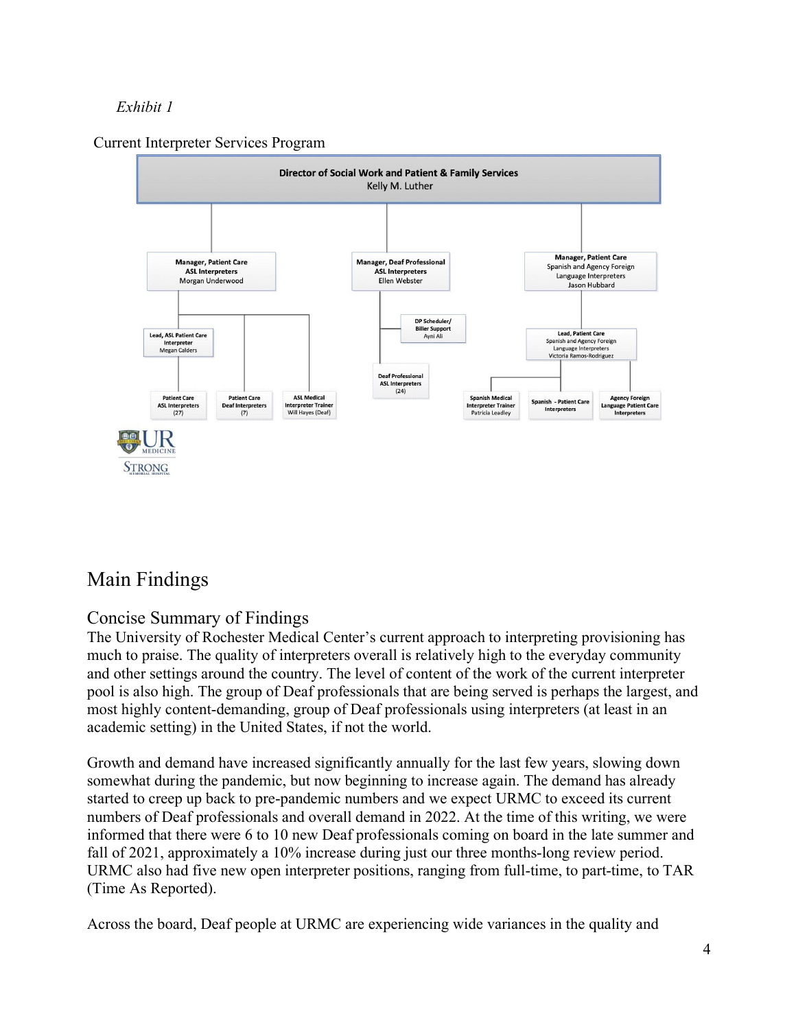*Exhibit 1*

Current Interpreter Services Program

**Director of Social Work and Patient & Family Services**
Kelly M. Luther

- **Manager, Patient Care ASL Interpreters** — Morgan Underwood
  - Lead, ASL Patient Care Interpreter — Megan Calders
    - Patient Care ASL Interpreters (27)
  - Patient Care Deaf Interpreters (7)
  - ASL Medical Interpreter Trainer — Will Hayes (Deaf)
- **Manager, Deaf Professional ASL Interpreters** — Ellen Webster
  - DP Scheduler/ Biller Support — Ayni Ali
  - Deaf Professional ASL Interpreters (24)
- **Manager, Patient Care Spanish and Agency Foreign Language Interpreters** — Jason Hubbard
  - Lead, Patient Care Spanish and Agency Foreign Language Interpreters — Victoria Ramos-Rodriguez
    - Spanish Medical Interpreter Trainer — Patricia Leadley
    - Spanish - Patient Care Interpreters
    - Agency Foreign Language Patient Care Interpreters

UR MEDICINE
STRONG MEMORIAL HOSPITAL

# Main Findings

## Concise Summary of Findings

The University of Rochester Medical Center's current approach to interpreting provisioning has much to praise. The quality of interpreters overall is relatively high to the everyday community and other settings around the country. The level of content of the work of the current interpreter pool is also high. The group of Deaf professionals that are being served is perhaps the largest, and most highly content-demanding, group of Deaf professionals using interpreters (at least in an academic setting) in the United States, if not the world.

Growth and demand have increased significantly annually for the last few years, slowing down somewhat during the pandemic, but now beginning to increase again. The demand has already started to creep up back to pre-pandemic numbers and we expect URMC to exceed its current numbers of Deaf professionals and overall demand in 2022. At the time of this writing, we were informed that there were 6 to 10 new Deaf professionals coming on board in the late summer and fall of 2021, approximately a 10% increase during just our three months-long review period. URMC also had five new open interpreter positions, ranging from full-time, to part-time, to TAR (Time As Reported).

Across the board, Deaf people at URMC are experiencing wide variances in the quality and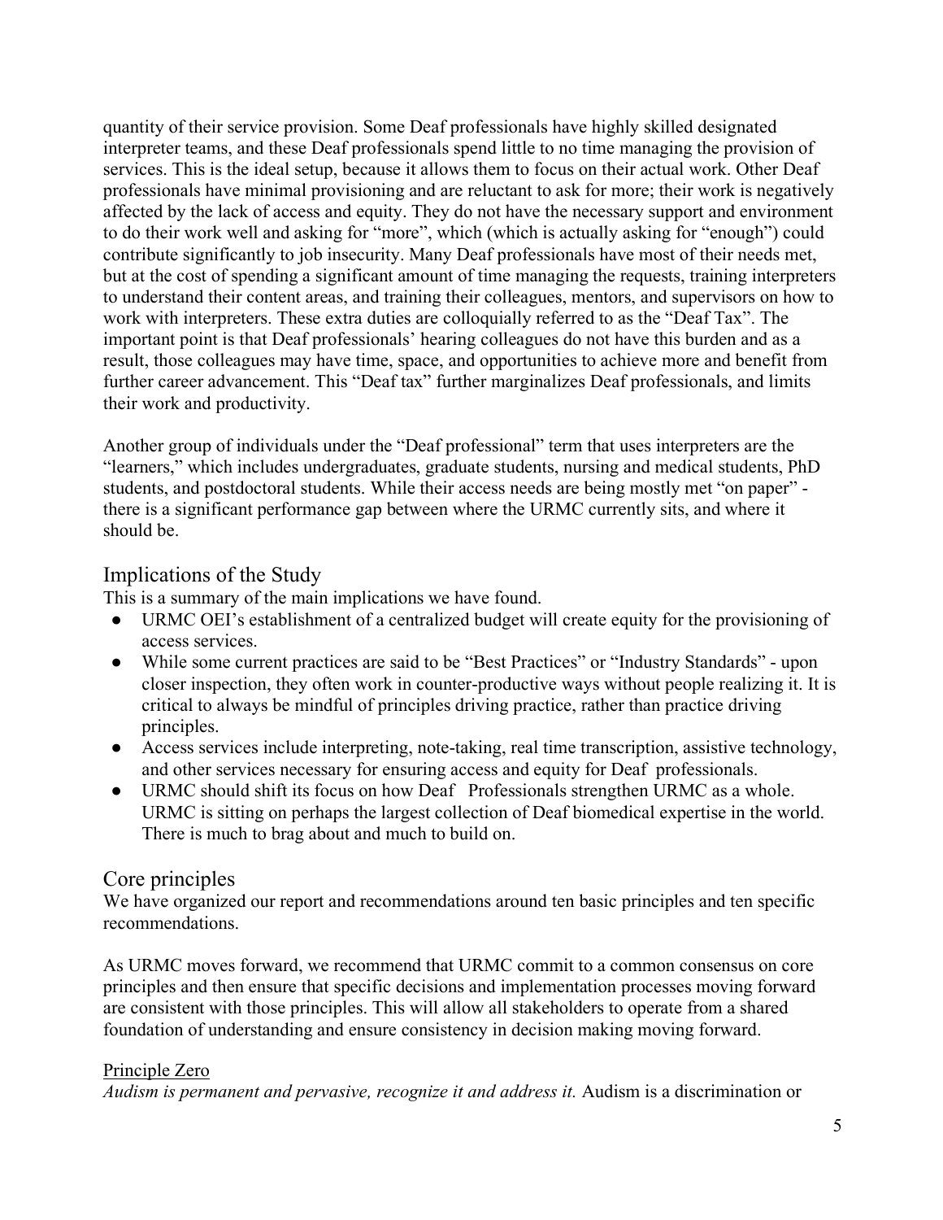quantity of their service provision. Some Deaf professionals have highly skilled designated interpreter teams, and these Deaf professionals spend little to no time managing the provision of services. This is the ideal setup, because it allows them to focus on their actual work. Other Deaf professionals have minimal provisioning and are reluctant to ask for more; their work is negatively affected by the lack of access and equity. They do not have the necessary support and environment to do their work well and asking for "more", which (which is actually asking for "enough") could contribute significantly to job insecurity. Many Deaf professionals have most of their needs met, but at the cost of spending a significant amount of time managing the requests, training interpreters to understand their content areas, and training their colleagues, mentors, and supervisors on how to work with interpreters. These extra duties are colloquially referred to as the "Deaf Tax". The important point is that Deaf professionals' hearing colleagues do not have this burden and as a result, those colleagues may have time, space, and opportunities to achieve more and benefit from further career advancement. This "Deaf tax" further marginalizes Deaf professionals, and limits their work and productivity.

Another group of individuals under the "Deaf professional" term that uses interpreters are the "learners," which includes undergraduates, graduate students, nursing and medical students, PhD students, and postdoctoral students. While their access needs are being mostly met "on paper" - there is a significant performance gap between where the URMC currently sits, and where it should be.

## Implications of the Study

This is a summary of the main implications we have found.

- URMC OEI's establishment of a centralized budget will create equity for the provisioning of access services.
- While some current practices are said to be "Best Practices" or "Industry Standards" - upon closer inspection, they often work in counter-productive ways without people realizing it. It is critical to always be mindful of principles driving practice, rather than practice driving principles.
- Access services include interpreting, note-taking, real time transcription, assistive technology, and other services necessary for ensuring access and equity for Deaf professionals.
- URMC should shift its focus on how Deaf Professionals strengthen URMC as a whole. URMC is sitting on perhaps the largest collection of Deaf biomedical expertise in the world. There is much to brag about and much to build on.

## Core principles

We have organized our report and recommendations around ten basic principles and ten specific recommendations.

As URMC moves forward, we recommend that URMC commit to a common consensus on core principles and then ensure that specific decisions and implementation processes moving forward are consistent with those principles. This will allow all stakeholders to operate from a shared foundation of understanding and ensure consistency in decision making moving forward.

### Principle Zero

*Audism is permanent and pervasive, recognize it and address it.* Audism is a discrimination or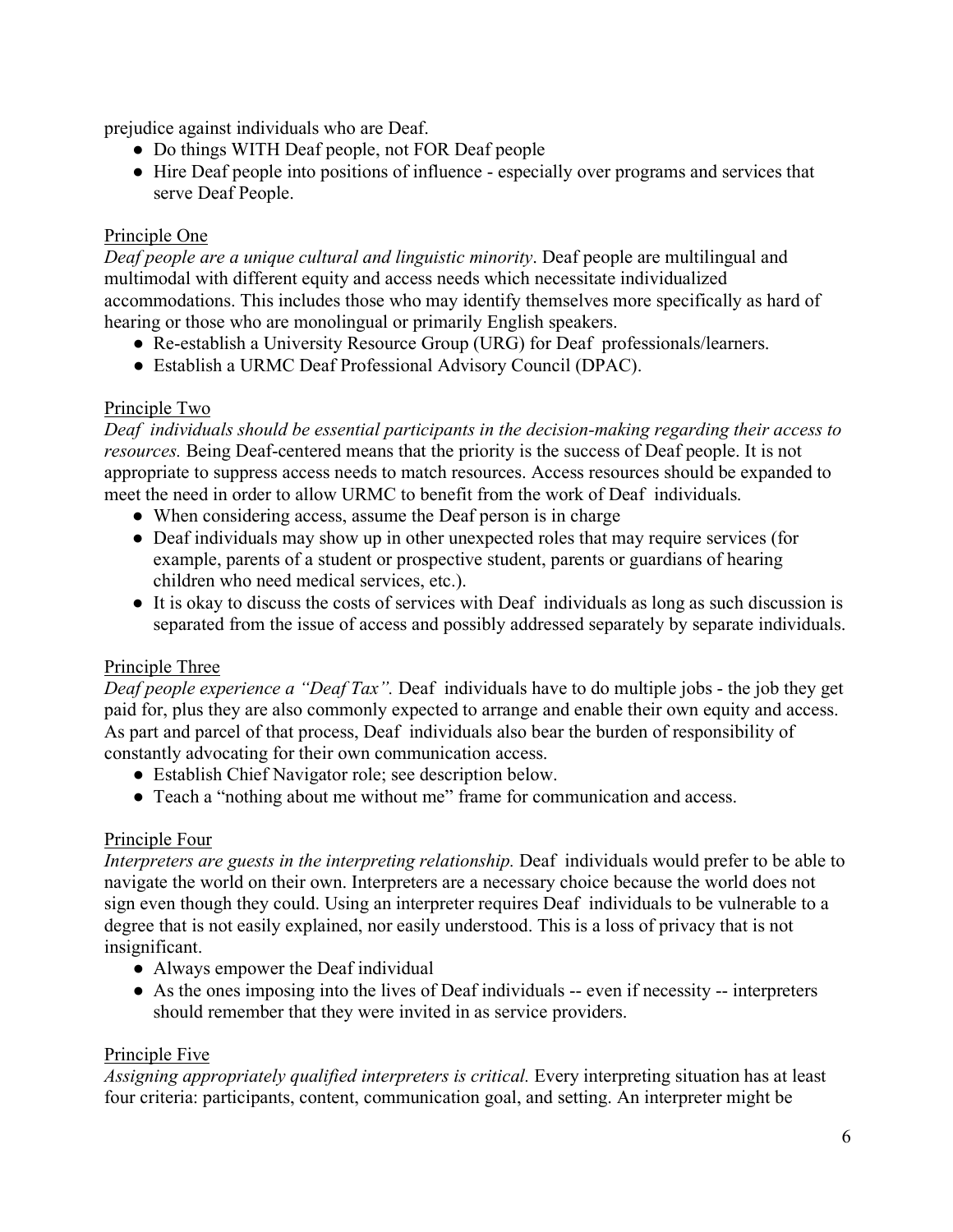prejudice against individuals who are Deaf.

- Do things WITH Deaf people, not FOR Deaf people
- Hire Deaf people into positions of influence - especially over programs and services that serve Deaf People.

Principle One

*Deaf people are a unique cultural and linguistic minority*. Deaf people are multilingual and multimodal with different equity and access needs which necessitate individualized accommodations. This includes those who may identify themselves more specifically as hard of hearing or those who are monolingual or primarily English speakers.

- Re-establish a University Resource Group (URG) for Deaf professionals/learners.
- Establish a URMC Deaf Professional Advisory Council (DPAC).

Principle Two

*Deaf individuals should be essential participants in the decision-making regarding their access to resources.* Being Deaf-centered means that the priority is the success of Deaf people. It is not appropriate to suppress access needs to match resources. Access resources should be expanded to meet the need in order to allow URMC to benefit from the work of Deaf individuals.

- When considering access, assume the Deaf person is in charge
- Deaf individuals may show up in other unexpected roles that may require services (for example, parents of a student or prospective student, parents or guardians of hearing children who need medical services, etc.).
- It is okay to discuss the costs of services with Deaf individuals as long as such discussion is separated from the issue of access and possibly addressed separately by separate individuals.

Principle Three

*Deaf people experience a "Deaf Tax".* Deaf individuals have to do multiple jobs - the job they get paid for, plus they are also commonly expected to arrange and enable their own equity and access. As part and parcel of that process, Deaf individuals also bear the burden of responsibility of constantly advocating for their own communication access.

- Establish Chief Navigator role; see description below.
- Teach a "nothing about me without me" frame for communication and access.

Principle Four

*Interpreters are guests in the interpreting relationship.* Deaf individuals would prefer to be able to navigate the world on their own. Interpreters are a necessary choice because the world does not sign even though they could. Using an interpreter requires Deaf individuals to be vulnerable to a degree that is not easily explained, nor easily understood. This is a loss of privacy that is not insignificant.

- Always empower the Deaf individual
- As the ones imposing into the lives of Deaf individuals -- even if necessity -- interpreters should remember that they were invited in as service providers.

Principle Five

*Assigning appropriately qualified interpreters is critical.* Every interpreting situation has at least four criteria: participants, content, communication goal, and setting. An interpreter might be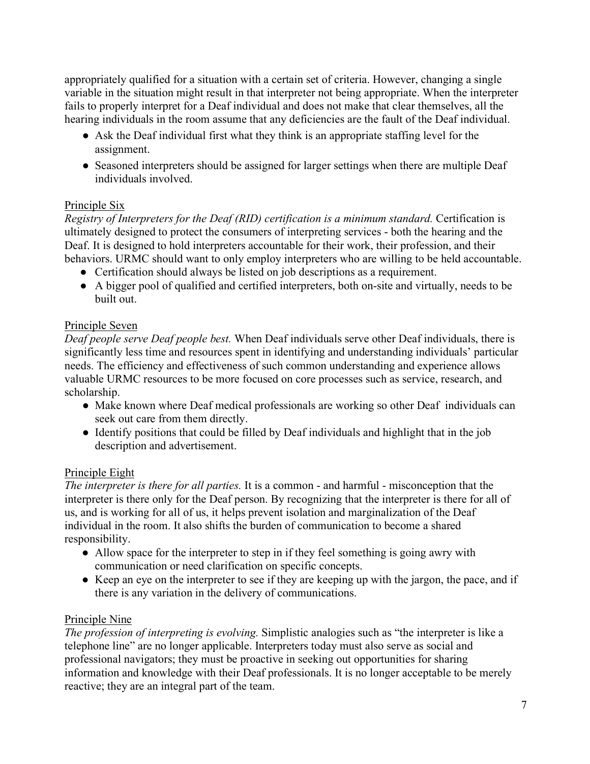appropriately qualified for a situation with a certain set of criteria. However, changing a single variable in the situation might result in that interpreter not being appropriate. When the interpreter fails to properly interpret for a Deaf individual and does not make that clear themselves, all the hearing individuals in the room assume that any deficiencies are the fault of the Deaf individual.

- Ask the Deaf individual first what they think is an appropriate staffing level for the assignment.
- Seasoned interpreters should be assigned for larger settings when there are multiple Deaf individuals involved.

Principle Six

*Registry of Interpreters for the Deaf (RID) certification is a minimum standard.* Certification is ultimately designed to protect the consumers of interpreting services - both the hearing and the Deaf. It is designed to hold interpreters accountable for their work, their profession, and their behaviors. URMC should want to only employ interpreters who are willing to be held accountable.

- Certification should always be listed on job descriptions as a requirement.
- A bigger pool of qualified and certified interpreters, both on-site and virtually, needs to be built out.

Principle Seven

*Deaf people serve Deaf people best.* When Deaf individuals serve other Deaf individuals, there is significantly less time and resources spent in identifying and understanding individuals' particular needs. The efficiency and effectiveness of such common understanding and experience allows valuable URMC resources to be more focused on core processes such as service, research, and scholarship.

- Make known where Deaf medical professionals are working so other Deaf individuals can seek out care from them directly.
- Identify positions that could be filled by Deaf individuals and highlight that in the job description and advertisement.

Principle Eight

*The interpreter is there for all parties.* It is a common - and harmful - misconception that the interpreter is there only for the Deaf person. By recognizing that the interpreter is there for all of us, and is working for all of us, it helps prevent isolation and marginalization of the Deaf individual in the room. It also shifts the burden of communication to become a shared responsibility.

- Allow space for the interpreter to step in if they feel something is going awry with communication or need clarification on specific concepts.
- Keep an eye on the interpreter to see if they are keeping up with the jargon, the pace, and if there is any variation in the delivery of communications.

Principle Nine

*The profession of interpreting is evolving.* Simplistic analogies such as "the interpreter is like a telephone line" are no longer applicable. Interpreters today must also serve as social and professional navigators; they must be proactive in seeking out opportunities for sharing information and knowledge with their Deaf professionals. It is no longer acceptable to be merely reactive; they are an integral part of the team.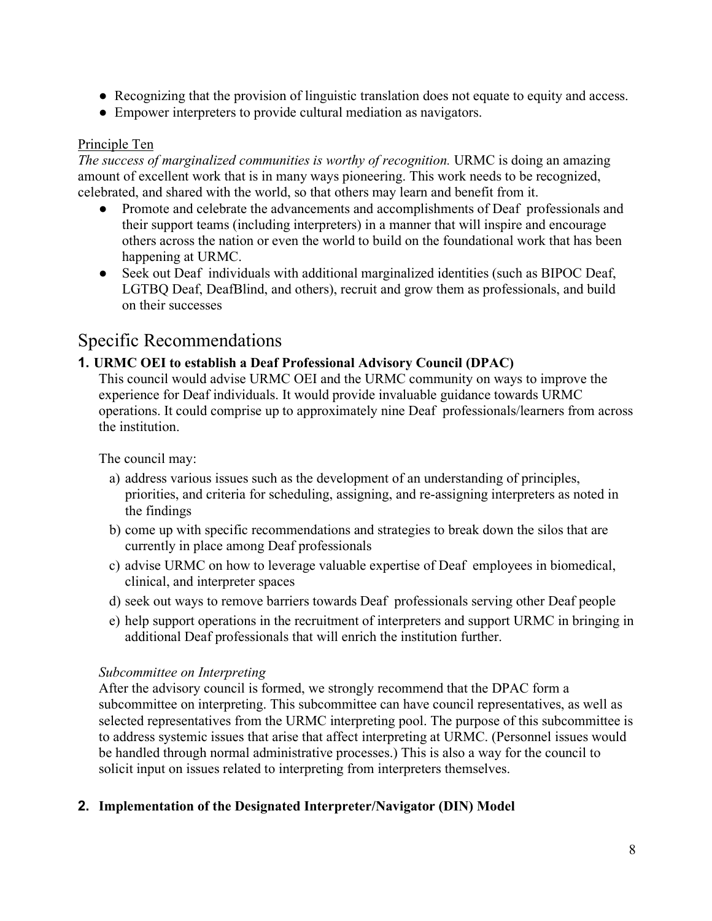- Recognizing that the provision of linguistic translation does not equate to equity and access.
- Empower interpreters to provide cultural mediation as navigators.

Principle Ten

*The success of marginalized communities is worthy of recognition.* URMC is doing an amazing amount of excellent work that is in many ways pioneering. This work needs to be recognized, celebrated, and shared with the world, so that others may learn and benefit from it.

- Promote and celebrate the advancements and accomplishments of Deaf professionals and their support teams (including interpreters) in a manner that will inspire and encourage others across the nation or even the world to build on the foundational work that has been happening at URMC.
- Seek out Deaf individuals with additional marginalized identities (such as BIPOC Deaf, LGTBQ Deaf, DeafBlind, and others), recruit and grow them as professionals, and build on their successes

## Specific Recommendations

### 1. URMC OEI to establish a Deaf Professional Advisory Council (DPAC)

This council would advise URMC OEI and the URMC community on ways to improve the experience for Deaf individuals. It would provide invaluable guidance towards URMC operations. It could comprise up to approximately nine Deaf professionals/learners from across the institution.

The council may:

a) address various issues such as the development of an understanding of principles, priorities, and criteria for scheduling, assigning, and re-assigning interpreters as noted in the findings
b) come up with specific recommendations and strategies to break down the silos that are currently in place among Deaf professionals
c) advise URMC on how to leverage valuable expertise of Deaf employees in biomedical, clinical, and interpreter spaces
d) seek out ways to remove barriers towards Deaf professionals serving other Deaf people
e) help support operations in the recruitment of interpreters and support URMC in bringing in additional Deaf professionals that will enrich the institution further.

*Subcommittee on Interpreting*

After the advisory council is formed, we strongly recommend that the DPAC form a subcommittee on interpreting. This subcommittee can have council representatives, as well as selected representatives from the URMC interpreting pool. The purpose of this subcommittee is to address systemic issues that arise that affect interpreting at URMC. (Personnel issues would be handled through normal administrative processes.) This is also a way for the council to solicit input on issues related to interpreting from interpreters themselves.

### 2. Implementation of the Designated Interpreter/Navigator (DIN) Model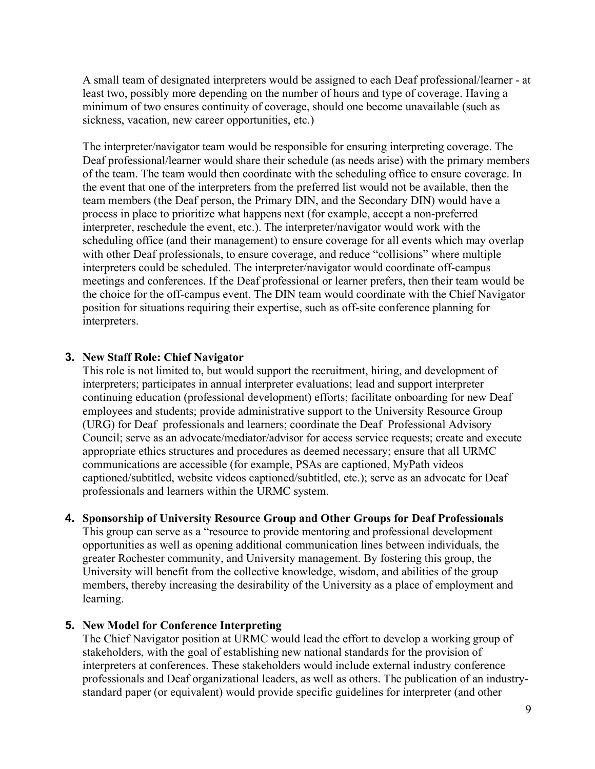A small team of designated interpreters would be assigned to each Deaf professional/learner - at least two, possibly more depending on the number of hours and type of coverage. Having a minimum of two ensures continuity of coverage, should one become unavailable (such as sickness, vacation, new career opportunities, etc.)

The interpreter/navigator team would be responsible for ensuring interpreting coverage. The Deaf professional/learner would share their schedule (as needs arise) with the primary members of the team. The team would then coordinate with the scheduling office to ensure coverage. In the event that one of the interpreters from the preferred list would not be available, then the team members (the Deaf person, the Primary DIN, and the Secondary DIN) would have a process in place to prioritize what happens next (for example, accept a non-preferred interpreter, reschedule the event, etc.). The interpreter/navigator would work with the scheduling office (and their management) to ensure coverage for all events which may overlap with other Deaf professionals, to ensure coverage, and reduce "collisions" where multiple interpreters could be scheduled. The interpreter/navigator would coordinate off-campus meetings and conferences. If the Deaf professional or learner prefers, then their team would be the choice for the off-campus event. The DIN team would coordinate with the Chief Navigator position for situations requiring their expertise, such as off-site conference planning for interpreters.

3. **New Staff Role: Chief Navigator**

   This role is not limited to, but would support the recruitment, hiring, and development of interpreters; participates in annual interpreter evaluations; lead and support interpreter continuing education (professional development) efforts; facilitate onboarding for new Deaf employees and students; provide administrative support to the University Resource Group (URG) for Deaf professionals and learners; coordinate the Deaf Professional Advisory Council; serve as an advocate/mediator/advisor for access service requests; create and execute appropriate ethics structures and procedures as deemed necessary; ensure that all URMC communications are accessible (for example, PSAs are captioned, MyPath videos captioned/subtitled, website videos captioned/subtitled, etc.); serve as an advocate for Deaf professionals and learners within the URMC system.

4. **Sponsorship of University Resource Group and Other Groups for Deaf Professionals**

   This group can serve as a "resource to provide mentoring and professional development opportunities as well as opening additional communication lines between individuals, the greater Rochester community, and University management. By fostering this group, the University will benefit from the collective knowledge, wisdom, and abilities of the group members, thereby increasing the desirability of the University as a place of employment and learning.

5. **New Model for Conference Interpreting**

   The Chief Navigator position at URMC would lead the effort to develop a working group of stakeholders, with the goal of establishing new national standards for the provision of interpreters at conferences. These stakeholders would include external industry conference professionals and Deaf organizational leaders, as well as others. The publication of an industry-standard paper (or equivalent) would provide specific guidelines for interpreter (and other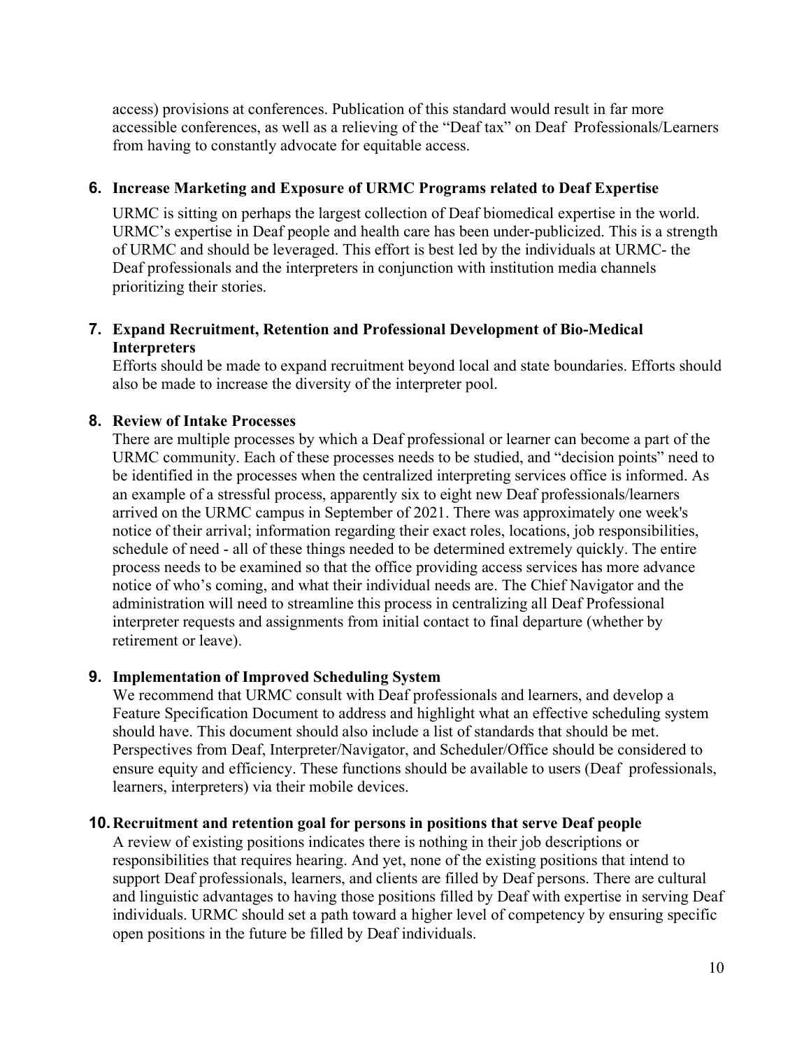access) provisions at conferences. Publication of this standard would result in far more accessible conferences, as well as a relieving of the "Deaf tax" on Deaf Professionals/Learners from having to constantly advocate for equitable access.

**6. Increase Marketing and Exposure of URMC Programs related to Deaf Expertise**

URMC is sitting on perhaps the largest collection of Deaf biomedical expertise in the world. URMC's expertise in Deaf people and health care has been under-publicized. This is a strength of URMC and should be leveraged. This effort is best led by the individuals at URMC- the Deaf professionals and the interpreters in conjunction with institution media channels prioritizing their stories.

**7. Expand Recruitment, Retention and Professional Development of Bio-Medical Interpreters**

Efforts should be made to expand recruitment beyond local and state boundaries. Efforts should also be made to increase the diversity of the interpreter pool.

**8. Review of Intake Processes**

There are multiple processes by which a Deaf professional or learner can become a part of the URMC community. Each of these processes needs to be studied, and "decision points" need to be identified in the processes when the centralized interpreting services office is informed. As an example of a stressful process, apparently six to eight new Deaf professionals/learners arrived on the URMC campus in September of 2021. There was approximately one week's notice of their arrival; information regarding their exact roles, locations, job responsibilities, schedule of need - all of these things needed to be determined extremely quickly. The entire process needs to be examined so that the office providing access services has more advance notice of who's coming, and what their individual needs are. The Chief Navigator and the administration will need to streamline this process in centralizing all Deaf Professional interpreter requests and assignments from initial contact to final departure (whether by retirement or leave).

**9. Implementation of Improved Scheduling System**

We recommend that URMC consult with Deaf professionals and learners, and develop a Feature Specification Document to address and highlight what an effective scheduling system should have. This document should also include a list of standards that should be met. Perspectives from Deaf, Interpreter/Navigator, and Scheduler/Office should be considered to ensure equity and efficiency. These functions should be available to users (Deaf professionals, learners, interpreters) via their mobile devices.

**10. Recruitment and retention goal for persons in positions that serve Deaf people**

A review of existing positions indicates there is nothing in their job descriptions or responsibilities that requires hearing. And yet, none of the existing positions that intend to support Deaf professionals, learners, and clients are filled by Deaf persons. There are cultural and linguistic advantages to having those positions filled by Deaf with expertise in serving Deaf individuals. URMC should set a path toward a higher level of competency by ensuring specific open positions in the future be filled by Deaf individuals.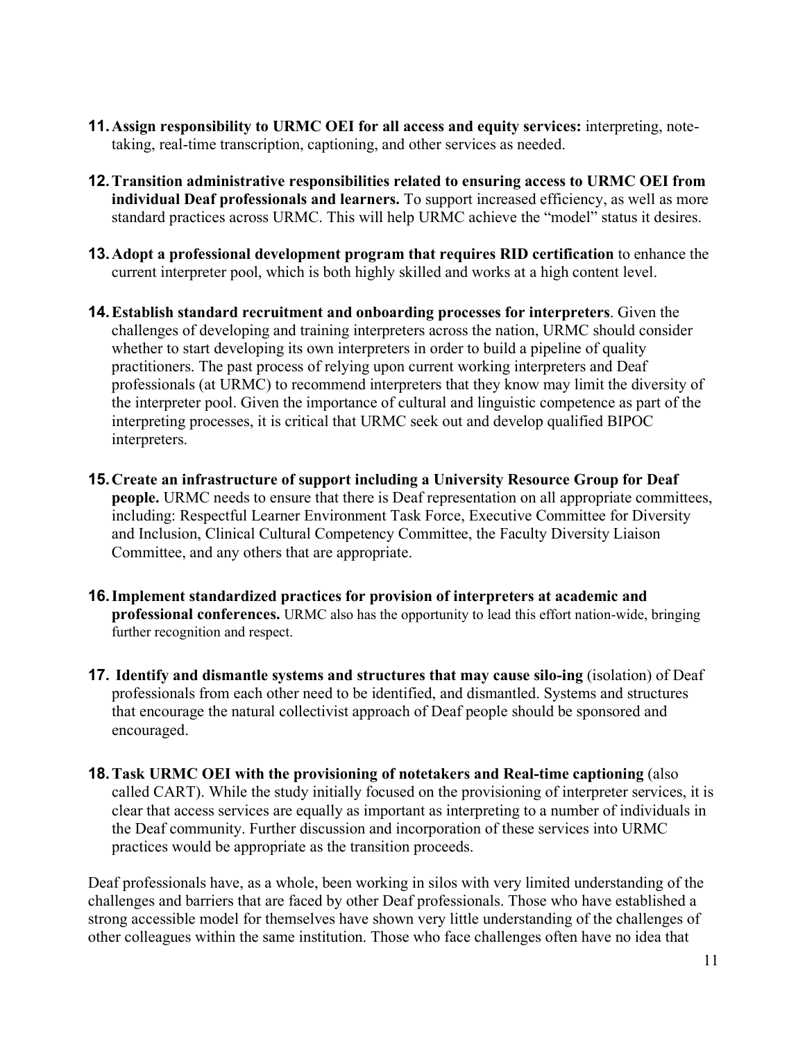11. **Assign responsibility to URMC OEI for all access and equity services:** interpreting, note-taking, real-time transcription, captioning, and other services as needed.

12. **Transition administrative responsibilities related to ensuring access to URMC OEI from individual Deaf professionals and learners.** To support increased efficiency, as well as more standard practices across URMC. This will help URMC achieve the "model" status it desires.

13. **Adopt a professional development program that requires RID certification** to enhance the current interpreter pool, which is both highly skilled and works at a high content level.

14. **Establish standard recruitment and onboarding processes for interpreters**. Given the challenges of developing and training interpreters across the nation, URMC should consider whether to start developing its own interpreters in order to build a pipeline of quality practitioners. The past process of relying upon current working interpreters and Deaf professionals (at URMC) to recommend interpreters that they know may limit the diversity of the interpreter pool. Given the importance of cultural and linguistic competence as part of the interpreting processes, it is critical that URMC seek out and develop qualified BIPOC interpreters.

15. **Create an infrastructure of support including a University Resource Group for Deaf people.** URMC needs to ensure that there is Deaf representation on all appropriate committees, including: Respectful Learner Environment Task Force, Executive Committee for Diversity and Inclusion, Clinical Cultural Competency Committee, the Faculty Diversity Liaison Committee, and any others that are appropriate.

16. **Implement standardized practices for provision of interpreters at academic and professional conferences.** URMC also has the opportunity to lead this effort nation-wide, bringing further recognition and respect.

17. **Identify and dismantle systems and structures that may cause silo-ing** (isolation) of Deaf professionals from each other need to be identified, and dismantled. Systems and structures that encourage the natural collectivist approach of Deaf people should be sponsored and encouraged.

18. **Task URMC OEI with the provisioning of notetakers and Real-time captioning** (also called CART). While the study initially focused on the provisioning of interpreter services, it is clear that access services are equally as important as interpreting to a number of individuals in the Deaf community. Further discussion and incorporation of these services into URMC practices would be appropriate as the transition proceeds.

Deaf professionals have, as a whole, been working in silos with very limited understanding of the challenges and barriers that are faced by other Deaf professionals. Those who have established a strong accessible model for themselves have shown very little understanding of the challenges of other colleagues within the same institution. Those who face challenges often have no idea that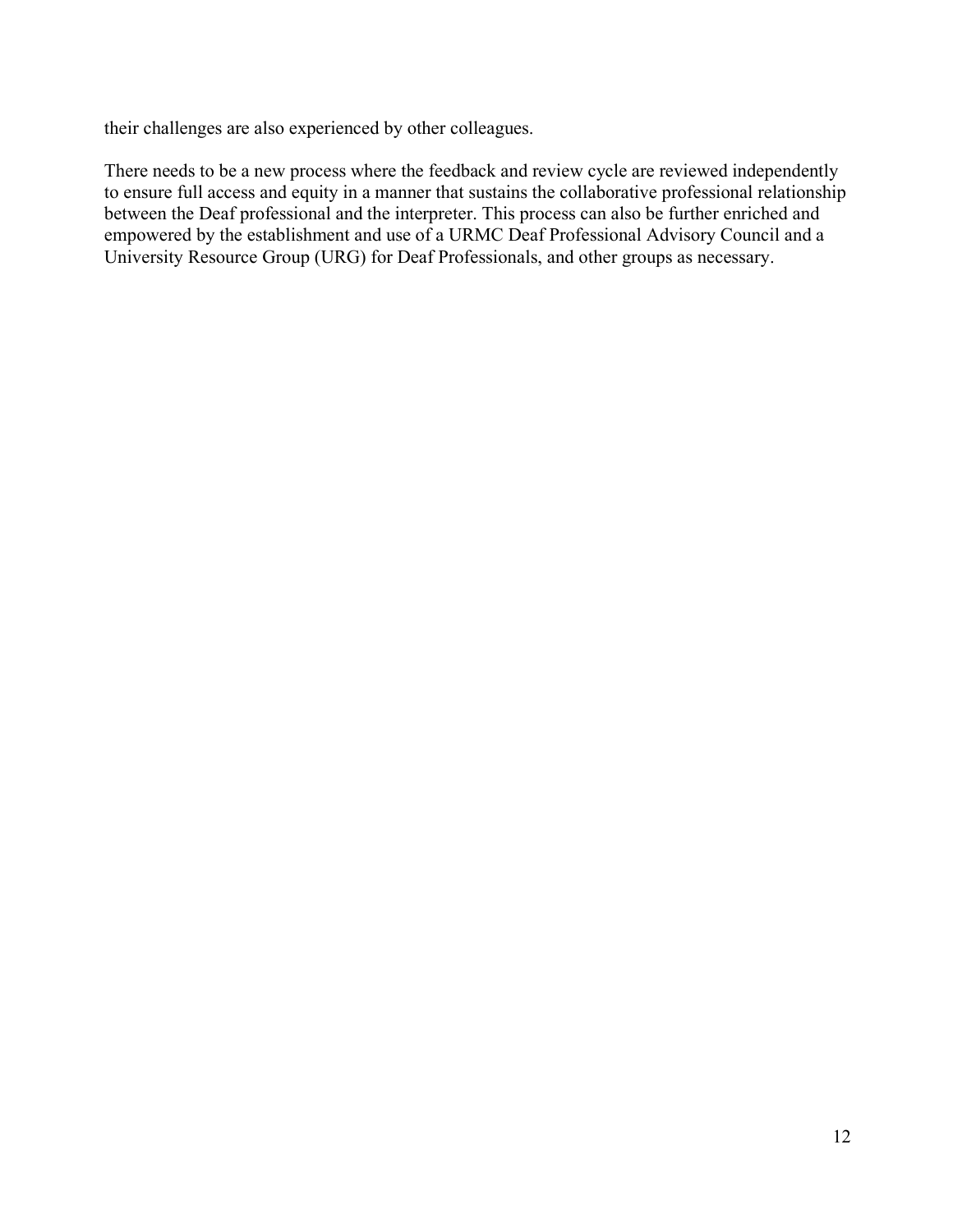their challenges are also experienced by other colleagues.

There needs to be a new process where the feedback and review cycle are reviewed independently to ensure full access and equity in a manner that sustains the collaborative professional relationship between the Deaf professional and the interpreter. This process can also be further enriched and empowered by the establishment and use of a URMC Deaf Professional Advisory Council and a University Resource Group (URG) for Deaf Professionals, and other groups as necessary.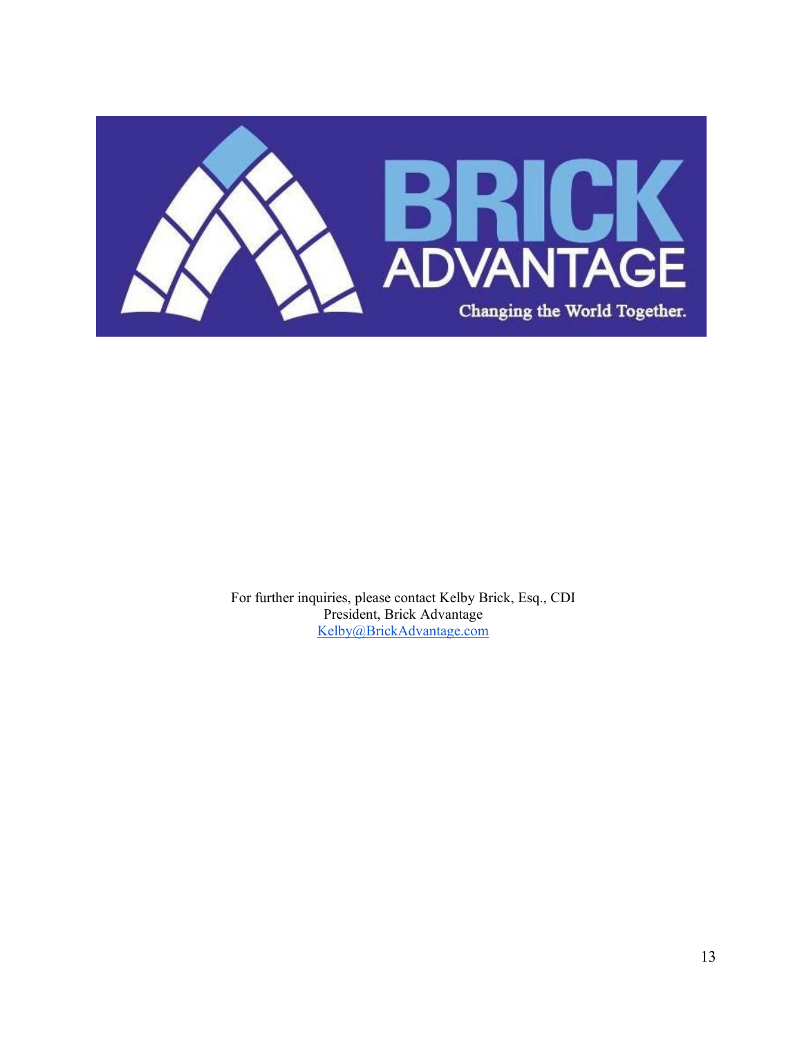For further inquiries, please contact Kelby Brick, Esq., CDI
President, Brick Advantage
Kelby@BrickAdvantage.com